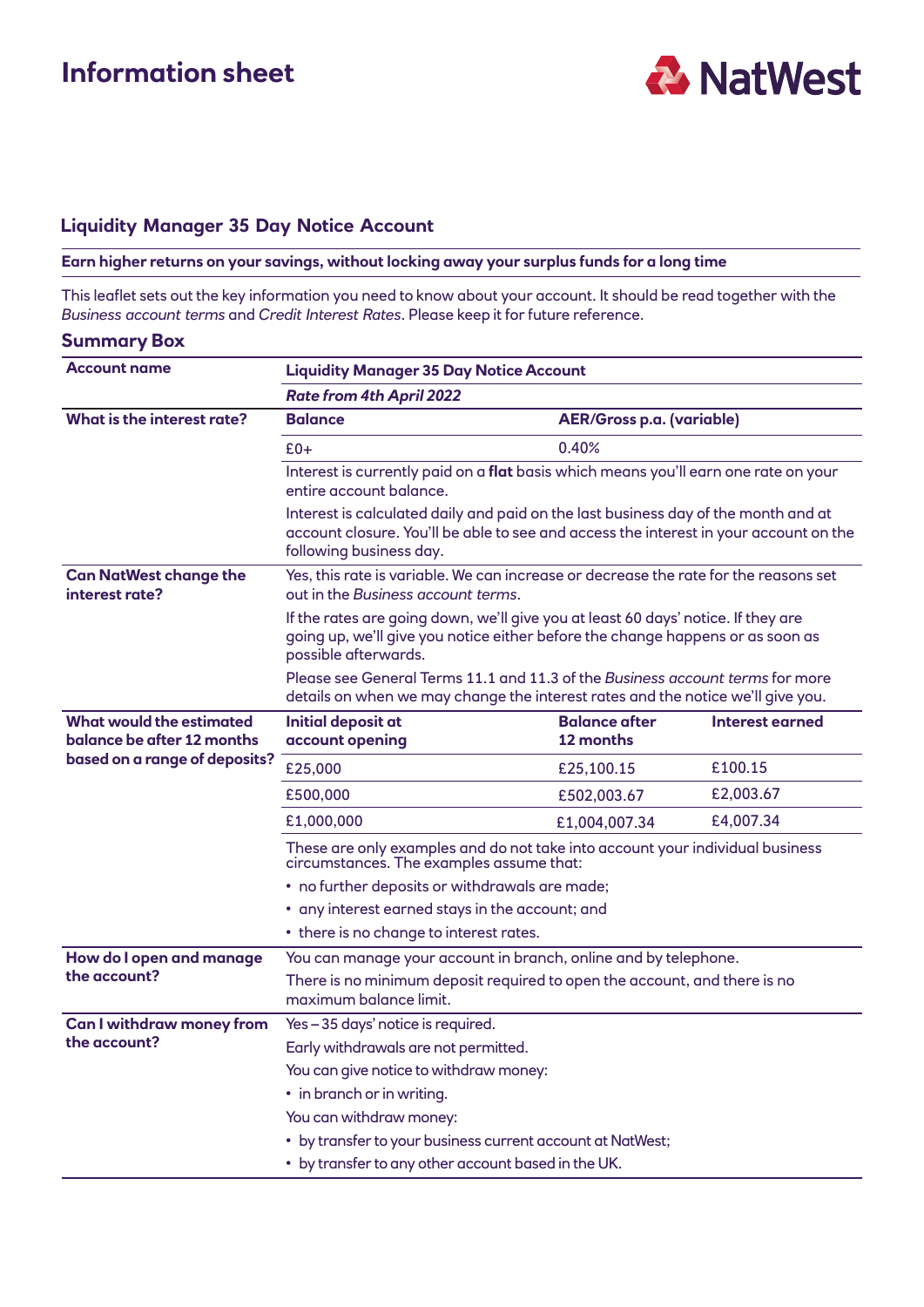# Information sheet

NatWest

## Liquidity Manager 35 Day Notice Account

**Earn higher returns on your savings, without locking away your surplus funds for a long time**

This leaflet sets out the key information you need to know about your account. It should be read together with the *Business account terms* and *Credit Interest Rates*. Please keep it for future reference.

### Summary Box

| | | | |
|---|---|---|---|
| **Account name** | **Liquidity Manager 35 Day Notice Account** | | |
| | ***Rate from 4th April 2022*** | | |
| **What is the interest rate?** | **Balance** | **AER/Gross p.a. (variable)** | |
| | £0+ | 0.40% | |
| | Interest is currently paid on a **flat** basis which means you'll earn one rate on your entire account balance. | | |
| | Interest is calculated daily and paid on the last business day of the month and at account closure. You'll be able to see and access the interest in your account on the following business day. | | |
| **Can NatWest change the interest rate?** | Yes, this rate is variable. We can increase or decrease the rate for the reasons set out in the *Business account terms*. | | |
| | If the rates are going down, we'll give you at least 60 days' notice. If they are going up, we'll give you notice either before the change happens or as soon as possible afterwards. | | |
| | Please see General Terms 11.1 and 11.3 of the *Business account terms* for more details on when we may change the interest rates and the notice we'll give you. | | |
| **What would the estimated balance be after 12 months based on a range of deposits?** | **Initial deposit at account opening** | **Balance after 12 months** | **Interest earned** |
| | £25,000 | £25,100.15 | £100.15 |
| | £500,000 | £502,003.67 | £2,003.67 |
| | £1,000,000 | £1,004,007.34 | £4,007.34 |
| | These are only examples and do not take into account your individual business circumstances. The examples assume that:<br>• no further deposits or withdrawals are made;<br>• any interest earned stays in the account; and<br>• there is no change to interest rates. | | |
| **How do I open and manage the account?** | You can manage your account in branch, online and by telephone.<br>There is no minimum deposit required to open the account, and there is no maximum balance limit. | | |
| **Can I withdraw money from the account?** | Yes – 35 days' notice is required.<br>Early withdrawals are not permitted.<br>You can give notice to withdraw money:<br>• in branch or in writing.<br>You can withdraw money:<br>• by transfer to your business current account at NatWest;<br>• by transfer to any other account based in the UK. | | |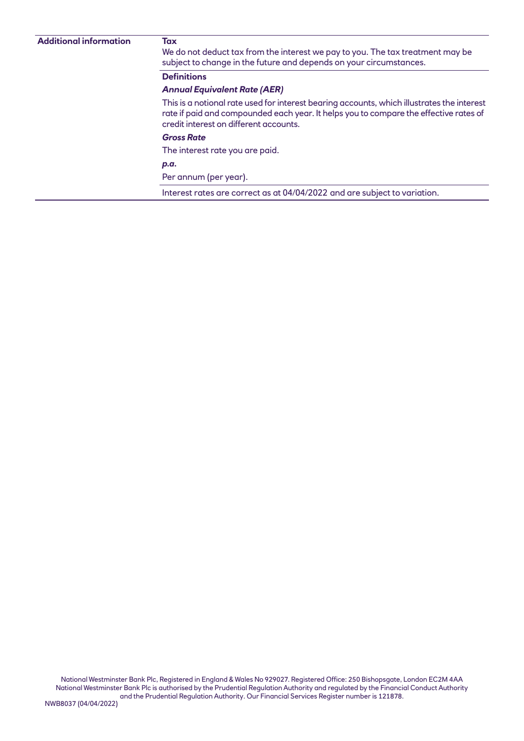| | |
|---|---|
| **Additional information** | **Tax**<br>We do not deduct tax from the interest we pay to you. The tax treatment may be subject to change in the future and depends on your circumstances. |
| | **Definitions**<br>***Annual Equivalent Rate (AER)***<br>This is a notional rate used for interest bearing accounts, which illustrates the interest rate if paid and compounded each year. It helps you to compare the effective rates of credit interest on different accounts.<br>***Gross Rate***<br>The interest rate you are paid.<br>***p.a.***<br>Per annum (per year). |
| | Interest rates are correct as at 04/04/2022 and are subject to variation. |

National Westminster Bank Plc, Registered in England & Wales No 929027. Registered Office: 250 Bishopsgate, London EC2M 4AA
National Westminster Bank Plc is authorised by the Prudential Regulation Authority and regulated by the Financial Conduct Authority and the Prudential Regulation Authority. Our Financial Services Register number is 121878.

NWB8037 (04/04/2022)